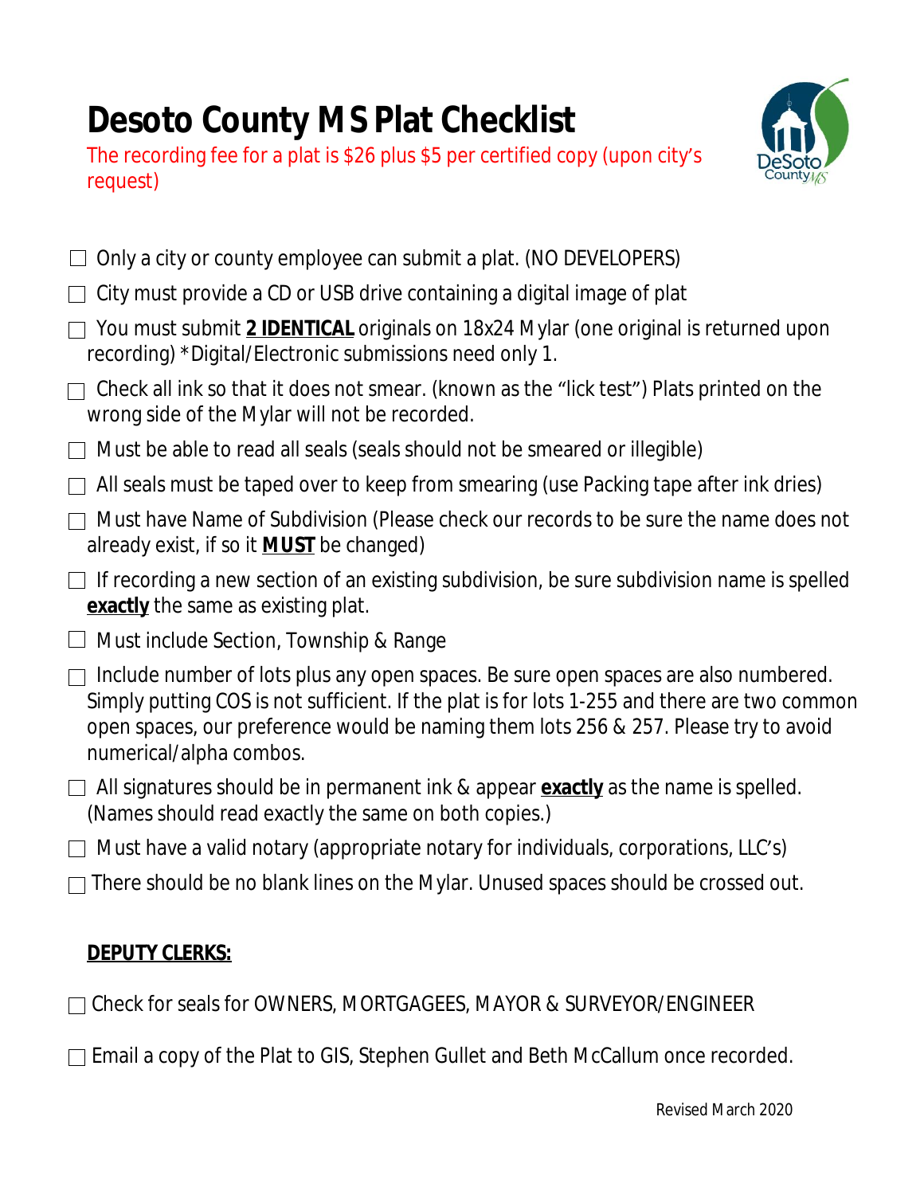# Desoto County MS Plat Checklist

The recording fee for a plat is $26 plus $5 per certified copy (upon city's request)

- ☐ Only a city or county employee can submit a plat. (NO DEVELOPERS)
- ☐ City must provide a CD or USB drive containing a digital image of plat
- ☐ You must submit **2 IDENTICAL** originals on 18x24 Mylar (one original is returned upon recording) *Digital/Electronic submissions need only 1.
- ☐ Check all ink so that it does not smear. (known as the "lick test") Plats printed on the wrong side of the Mylar will not be recorded.
- ☐ Must be able to read all seals (seals should not be smeared or illegible)
- ☐ All seals must be taped over to keep from smearing (use Packing tape after ink dries)
- ☐ Must have Name of Subdivision (Please check our records to be sure the name does not already exist, if so it **MUST** be changed)
- ☐ If recording a new section of an existing subdivision, be sure subdivision name is spelled **exactly** the same as existing plat.
- ☐ Must include Section, Township & Range
- ☐ Include number of lots plus any open spaces. Be sure open spaces are also numbered. Simply putting COS is not sufficient. If the plat is for lots 1-255 and there are two common open spaces, our preference would be naming them lots 256 & 257. Please try to avoid numerical/alpha combos.
- ☐ All signatures should be in permanent ink & appear **exactly** as the name is spelled. (Names should read exactly the same on both copies.)
- ☐ Must have a valid notary (appropriate notary for individuals, corporations, LLC's)
- ☐ There should be no blank lines on the Mylar. Unused spaces should be crossed out.

**DEPUTY CLERKS:**

- ☐ Check for seals for OWNERS, MORTGAGEES, MAYOR & SURVEYOR/ENGINEER
- ☐ Email a copy of the Plat to GIS, Stephen Gullet and Beth McCallum once recorded.

Revised March 2020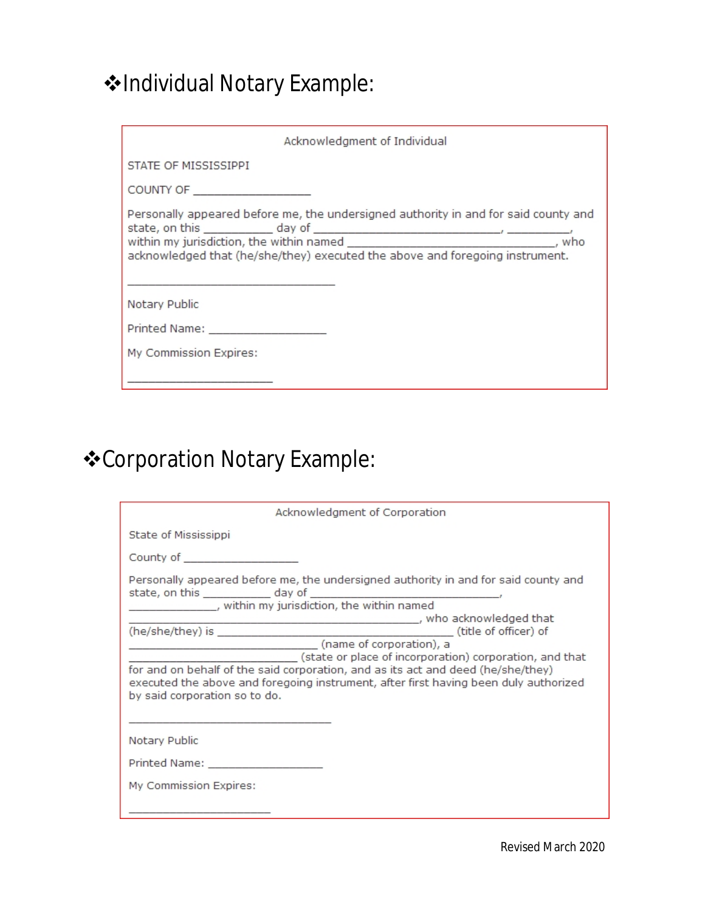## ❖Individual Notary Example:

Acknowledgment of Individual

STATE OF MISSISSIPPI

COUNTY OF __________________

Personally appeared before me, the undersigned authority in and for said county and state, on this __________ day of ____________________________, __________, within my jurisdiction, the within named _______________________________, who acknowledged that (he/she/they) executed the above and foregoing instrument.

_______________________________

Notary Public

Printed Name: __________________

My Commission Expires:

______________________

## ❖Corporation Notary Example:

Acknowledgment of Corporation

State of Mississippi

County of _________________

Personally appeared before me, the undersigned authority in and for said county and state, on this __________ day of ____________________________, _____________, within my jurisdiction, the within named ____________________________________________, who acknowledged that (he/she/they) is ____________________________________ (title of officer) of _____________________________ (name of corporation), a _________________________ (state or place of incorporation) corporation, and that for and on behalf of the said corporation, and as its act and deed (he/she/they) executed the above and foregoing instrument, after first having been duly authorized by said corporation so to do.

______________________________

Notary Public

Printed Name: _________________

My Commission Expires:

_____________________

Revised March 2020